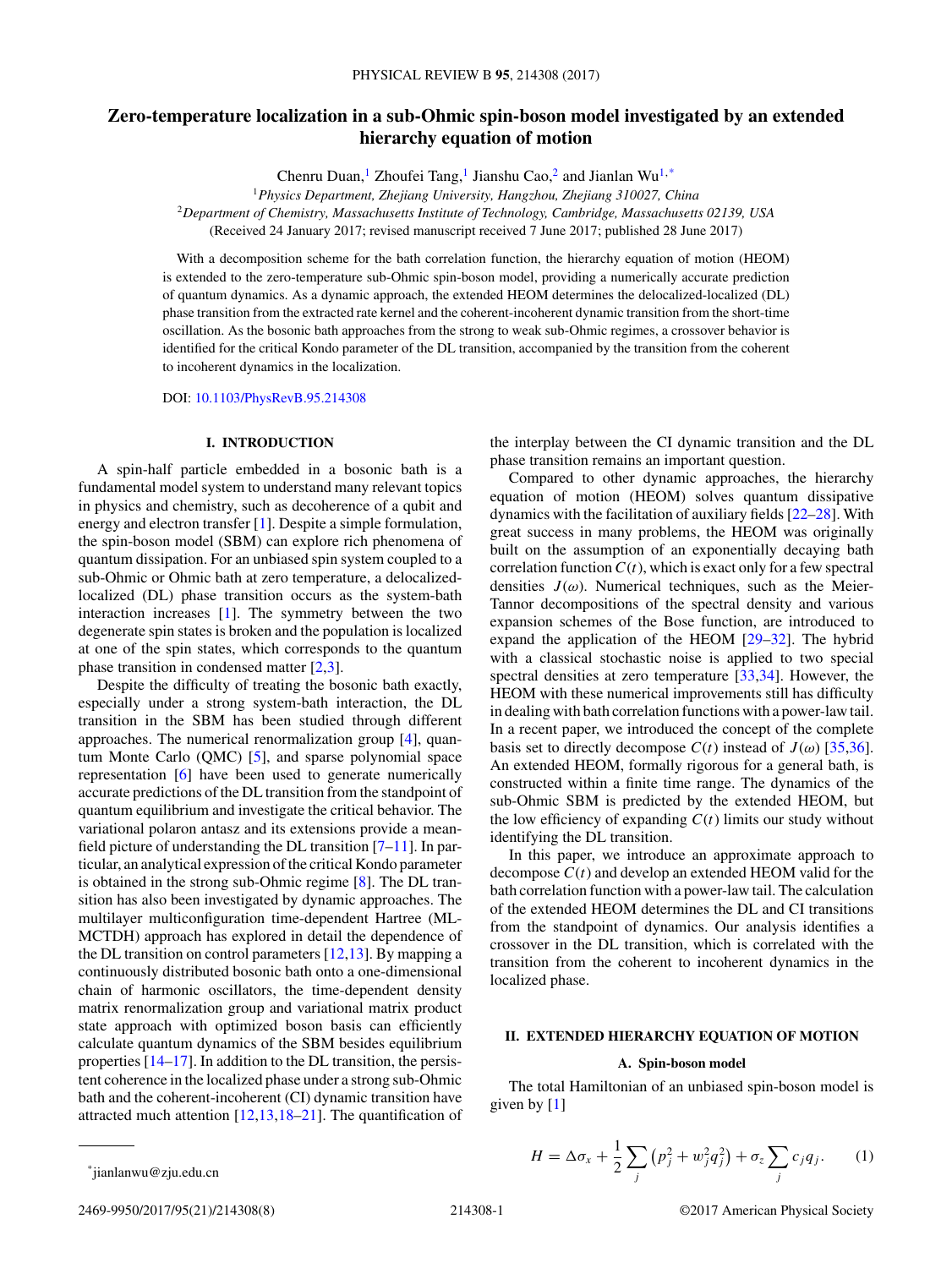# Zero-temperature localization in a sub-Ohmic spin-boson model investigated by an extended hierarchy equation of motion

Chenru Duan,[1] Zhoufei Tang,[1] Jianshu Cao,[2] and Jianlan Wu[1,*]

[1]*Physics Department, Zhejiang University, Hangzhou, Zhejiang 310027, China*

[2]*Department of Chemistry, Massachusetts Institute of Technology, Cambridge, Massachusetts 02139, USA*

(Received 24 January 2017; revised manuscript received 7 June 2017; published 28 June 2017)

With a decomposition scheme for the bath correlation function, the hierarchy equation of motion (HEOM) is extended to the zero-temperature sub-Ohmic spin-boson model, providing a numerically accurate prediction of quantum dynamics. As a dynamic approach, the extended HEOM determines the delocalized-localized (DL) phase transition from the extracted rate kernel and the coherent-incoherent dynamic transition from the short-time oscillation. As the bosonic bath approaches from the strong to weak sub-Ohmic regimes, a crossover behavior is identified for the critical Kondo parameter of the DL transition, accompanied by the transition from the coherent to incoherent dynamics in the localization.

DOI: 10.1103/PhysRevB.95.214308

## I. INTRODUCTION

A spin-half particle embedded in a bosonic bath is a fundamental model system to understand many relevant topics in physics and chemistry, such as decoherence of a qubit and energy and electron transfer [1]. Despite a simple formulation, the spin-boson model (SBM) can explore rich phenomena of quantum dissipation. For an unbiased spin system coupled to a sub-Ohmic or Ohmic bath at zero temperature, a delocalized-localized (DL) phase transition occurs as the system-bath interaction increases [1]. The symmetry between the two degenerate spin states is broken and the population is localized at one of the spin states, which corresponds to the quantum phase transition in condensed matter [2,3].

Despite the difficulty of treating the bosonic bath exactly, especially under a strong system-bath interaction, the DL transition in the SBM has been studied through different approaches. The numerical renormalization group [4], quantum Monte Carlo (QMC) [5], and sparse polynomial space representation [6] have been used to generate numerically accurate predictions of the DL transition from the standpoint of quantum equilibrium and investigate the critical behavior. The variational polaron antasz and its extensions provide a mean-field picture of understanding the DL transition [7–11]. In particular, an analytical expression of the critical Kondo parameter is obtained in the strong sub-Ohmic regime [8]. The DL transition has also been investigated by dynamic approaches. The multilayer multiconfiguration time-dependent Hartree (ML-MCTDH) approach has explored in detail the dependence of the DL transition on control parameters [12,13]. By mapping a continuously distributed bosonic bath onto a one-dimensional chain of harmonic oscillators, the time-dependent density matrix renormalization group and variational matrix product state approach with optimized boson basis can efficiently calculate quantum dynamics of the SBM besides equilibrium properties [14–17]. In addition to the DL transition, the persistent coherence in the localized phase under a strong sub-Ohmic bath and the coherent-incoherent (CI) dynamic transition have attracted much attention [12,13,18–21]. The quantification of the interplay between the CI dynamic transition and the DL phase transition remains an important question.

Compared to other dynamic approaches, the hierarchy equation of motion (HEOM) solves quantum dissipative dynamics with the facilitation of auxiliary fields [22–28]. With great success in many problems, the HEOM was originally built on the assumption of an exponentially decaying bath correlation function $C(t)$, which is exact only for a few spectral densities $J(\omega)$. Numerical techniques, such as the Meier-Tannor decompositions of the spectral density and various expansion schemes of the Bose function, are introduced to expand the application of the HEOM [29–32]. The hybrid with a classical stochastic noise is applied to two special spectral densities at zero temperature [33,34]. However, the HEOM with these numerical improvements still has difficulty in dealing with bath correlation functions with a power-law tail. In a recent paper, we introduced the concept of the complete basis set to directly decompose $C(t)$ instead of $J(\omega)$ [35,36]. An extended HEOM, formally rigorous for a general bath, is constructed within a finite time range. The dynamics of the sub-Ohmic SBM is predicted by the extended HEOM, but the low efficiency of expanding $C(t)$ limits our study without identifying the DL transition.

In this paper, we introduce an approximate approach to decompose $C(t)$ and develop an extended HEOM valid for the bath correlation function with a power-law tail. The calculation of the extended HEOM determines the DL and CI transitions from the standpoint of dynamics. Our analysis identifies a crossover in the DL transition, which is correlated with the transition from the coherent to incoherent dynamics in the localized phase.

## II. EXTENDED HIERARCHY EQUATION OF MOTION

### A. Spin-boson model

The total Hamiltonian of an unbiased spin-boson model is given by [1]

$$H = \Delta\sigma_x + \frac{1}{2}\sum_j \left(p_j^2 + w_j^2 q_j^2\right) + \sigma_z \sum_j c_j q_j. \tag{1}$$

*jianlanwu@zju.edu.cn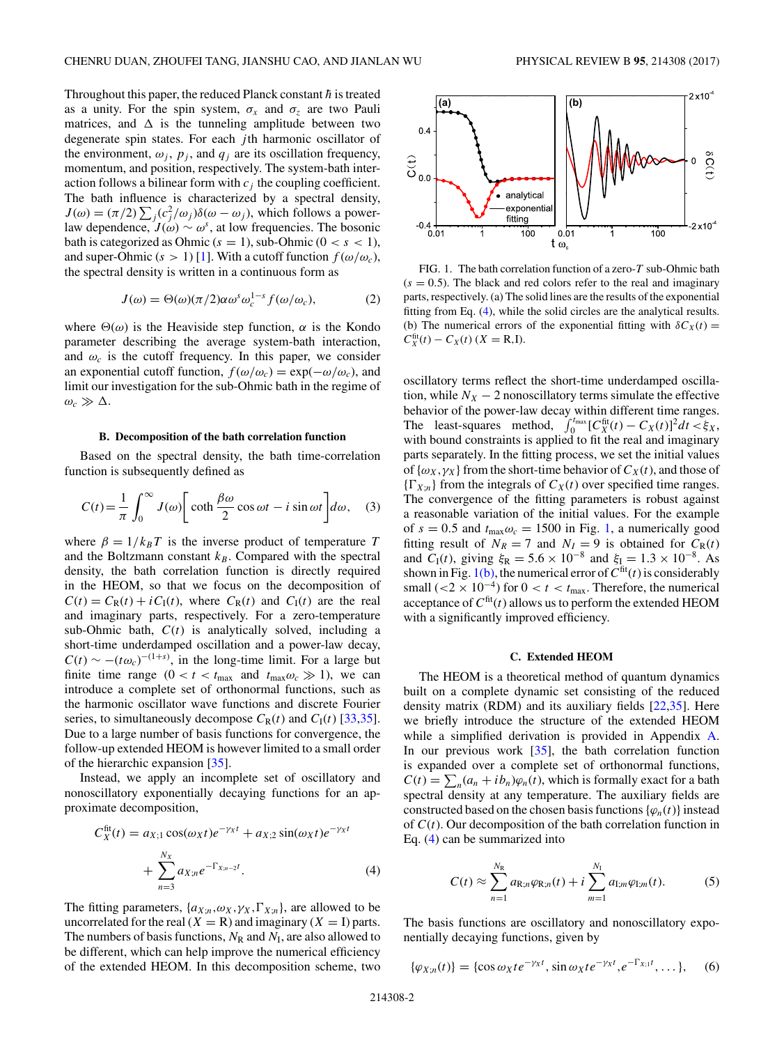Throughout this paper, the reduced Planck constant $\hbar$ is treated as a unity. For the spin system, $\sigma_x$ and $\sigma_z$ are two Pauli matrices, and $\Delta$ is the tunneling amplitude between two degenerate spin states. For each $j$th harmonic oscillator of the environment, $\omega_j$, $p_j$, and $q_j$ are its oscillation frequency, momentum, and position, respectively. The system-bath interaction follows a bilinear form with $c_j$ the coupling coefficient. The bath influence is characterized by a spectral density, $J(\omega) = (\pi/2)\sum_j (c_j^2/\omega_j)\delta(\omega - \omega_j)$, which follows a power-law dependence, $J(\omega) \sim \omega^s$, at low frequencies. The bosonic bath is categorized as Ohmic ($s = 1$), sub-Ohmic ($0 < s < 1$), and super-Ohmic ($s > 1$) [1]. With a cutoff function $f(\omega/\omega_c)$, the spectral density is written in a continuous form as

$$J(\omega) = \Theta(\omega)(\pi/2)\alpha\omega^s\omega_c^{1-s} f(\omega/\omega_c), \tag{2}$$

where $\Theta(\omega)$ is the Heaviside step function, $\alpha$ is the Kondo parameter describing the average system-bath interaction, and $\omega_c$ is the cutoff frequency. In this paper, we consider an exponential cutoff function, $f(\omega/\omega_c) = \exp(-\omega/\omega_c)$, and limit our investigation for the sub-Ohmic bath in the regime of $\omega_c \gg \Delta$.

### B. Decomposition of the bath correlation function

Based on the spectral density, the bath time-correlation function is subsequently defined as

$$C(t) = \frac{1}{\pi}\int_0^\infty J(\omega)\left[\coth\frac{\beta\omega}{2}\cos\omega t - i\sin\omega t\right] d\omega, \tag{3}$$

where $\beta = 1/k_B T$ is the inverse product of temperature $T$ and the Boltzmann constant $k_B$. Compared with the spectral density, the bath correlation function is directly required in the HEOM, so that we focus on the decomposition of $C(t) = C_{\rm R}(t) + iC_{\rm I}(t)$, where $C_{\rm R}(t)$ and $C_{\rm I}(t)$ are the real and imaginary parts, respectively. For a zero-temperature sub-Ohmic bath, $C(t)$ is analytically solved, including a short-time underdamped oscillation and a power-law decay, $C(t) \sim -(t\omega_c)^{-(1+s)}$, in the long-time limit. For a large but finite time range ($0 < t < t_{\max}$ and $t_{\max}\omega_c \gg 1$), we can introduce a complete set of orthonormal functions, such as the harmonic oscillator wave functions and discrete Fourier series, to simultaneously decompose $C_{\rm R}(t)$ and $C_{\rm I}(t)$ [33,35]. Due to a large number of basis functions for convergence, the follow-up extended HEOM is however limited to a small order of the hierarchic expansion [35].

Instead, we apply an incomplete set of oscillatory and nonoscillatory exponentially decaying functions for an approximate decomposition,

$$C_X^{\rm fit}(t) = a_{X;1}\cos(\omega_X t)e^{-\gamma_X t} + a_{X;2}\sin(\omega_X t)e^{-\gamma_X t} + \sum_{n=3}^{N_X} a_{X;n}e^{-\Gamma_{X;n-2}t}. \tag{4}$$

The fitting parameters, $\{a_{X;n}, \omega_X, \gamma_X, \Gamma_{X;n}\}$, are allowed to be uncorrelated for the real ($X = {\rm R}$) and imaginary ($X = {\rm I}$) parts. The numbers of basis functions, $N_{\rm R}$ and $N_{\rm I}$, are also allowed to be different, which can help improve the numerical efficiency of the extended HEOM. In this decomposition scheme, two oscillatory terms reflect the short-time underdamped oscillation, while $N_X - 2$ nonoscillatory terms simulate the effective behavior of the power-law decay within different time ranges. The least-squares method, $\int_0^{t_{\max}}[C_X^{\rm fit}(t) - C_X(t)]^2 dt < \xi_X$, with bound constraints is applied to fit the real and imaginary parts separately. In the fitting process, we set the initial values of $\{\omega_X, \gamma_X\}$ from the short-time behavior of $C_X(t)$, and those of $\{\Gamma_{X;n}\}$ from the integrals of $C_X(t)$ over specified time ranges. The convergence of the fitting parameters is robust against a reasonable variation of the initial values. For the example of $s = 0.5$ and $t_{\max}\omega_c = 1500$ in Fig. 1, a numerically good fitting result of $N_{\rm R} = 7$ and $N_I = 9$ is obtained for $C_{\rm R}(t)$ and $C_{\rm I}(t)$, giving $\xi_{\rm R} = 5.6 \times 10^{-8}$ and $\xi_{\rm I} = 1.3 \times 10^{-8}$. As shown in Fig. 1(b), the numerical error of $C^{\rm fit}(t)$ is considerably small ($< 2 \times 10^{-4}$) for $0 < t < t_{\max}$. Therefore, the numerical acceptance of $C^{\rm fit}(t)$ allows us to perform the extended HEOM with a significantly improved efficiency.

FIG. 1. The bath correlation function of a zero-$T$ sub-Ohmic bath ($s = 0.5$). The black and red colors refer to the real and imaginary parts, respectively. (a) The solid lines are the results of the exponential fitting from Eq. (4), while the solid circles are the analytical results. (b) The numerical errors of the exponential fitting with $\delta C_X(t) = C_X^{\rm fit}(t) - C_X(t)$ ($X = $ R,I).

### C. Extended HEOM

The HEOM is a theoretical method of quantum dynamics built on a complete dynamic set consisting of the reduced density matrix (RDM) and its auxiliary fields [22,35]. Here we briefly introduce the structure of the extended HEOM while a simplified derivation is provided in Appendix A. In our previous work [35], the bath correlation function $C(t) = \sum_n (a_n + ib_n)\varphi_n(t)$, which is formally exact for a bath spectral density at any temperature. The auxiliary fields are constructed based on the chosen basis functions $\{\varphi_n(t)\}$ instead of $C(t)$. Our decomposition of the bath correlation function in Eq. (4) can be summarized into

$$C(t) \approx \sum_{n=1}^{N_{\rm R}} a_{{\rm R};n}\varphi_{{\rm R};n}(t) + i\sum_{m=1}^{N_{\rm I}} a_{{\rm I};m}\varphi_{{\rm I};m}(t). \tag{5}$$

The basis functions are oscillatory and nonoscillatory exponentially decaying functions, given by

$$\{\varphi_{X;n}(t)\} = \{\cos\omega_X t e^{-\gamma_X t}, \sin\omega_X t e^{-\gamma_X t}, e^{-\Gamma_{X;1}t}, \ldots\}, \tag{6}$$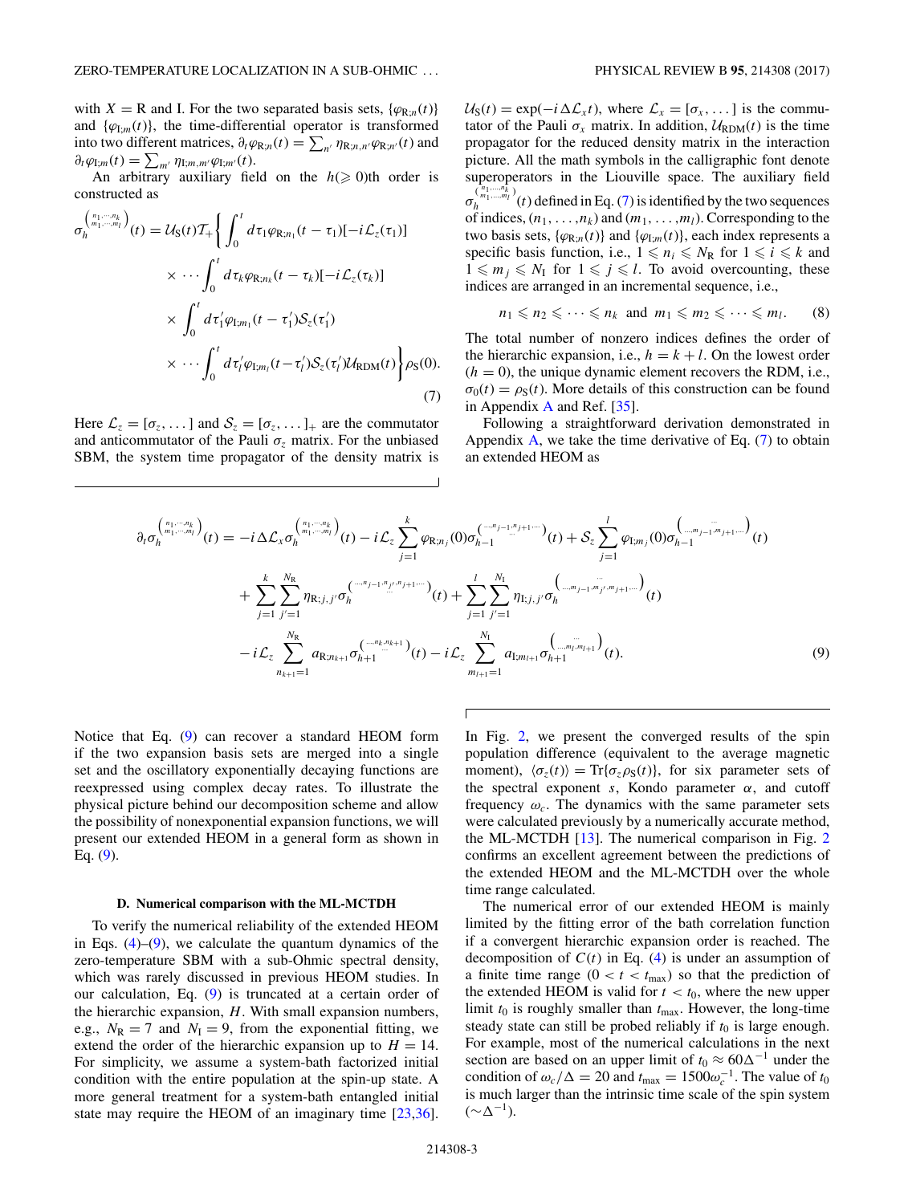with $X = \mathrm{R}$ and I. For the two separated basis sets, $\{\varphi_{\mathrm{R};n}(t)\}$ and $\{\varphi_{\mathrm{I};m}(t)\}$, the time-differential operator is transformed into two different matrices, $\partial_t \varphi_{\mathrm{R};n}(t) = \sum_{n'} \eta_{\mathrm{R};n,n'} \varphi_{\mathrm{R};n'}(t)$ and $\partial_t \varphi_{\mathrm{I};m}(t) = \sum_{m'} \eta_{\mathrm{I};m,m'} \varphi_{\mathrm{I};m'}(t)$.

An arbitrary auxiliary field on the $h (\geqslant 0)$th order is constructed as

$$
\begin{aligned}
\sigma_h^{\left(\substack{n_1,\cdots,n_k \\ m_1,\cdots,m_l}\right)}(t) = \mathcal{U}_{\mathrm{S}}(t) \mathcal{T}_+ \bigg\{ & \int_0^t d\tau_1 \varphi_{\mathrm{R};n_1}(t-\tau_1)[-i\mathcal{L}_z(\tau_1)] \\
& \times \cdots \int_0^t d\tau_k \varphi_{\mathrm{R};n_k}(t-\tau_k)[-i\mathcal{L}_z(\tau_k)] \\
& \times \int_0^t d\tau_1' \varphi_{\mathrm{I};m_1}(t-\tau_1') \mathcal{S}_z(\tau_1') \\
& \times \cdots \int_0^t d\tau_l' \varphi_{\mathrm{I};m_l}(t-\tau_l') \mathcal{S}_z(\tau_l') \mathcal{U}_{\mathrm{RDM}}(t) \bigg\} \rho_{\mathrm{S}}(0).
\end{aligned} \tag{7}
$$

Here $\mathcal{L}_z = [\sigma_z, \dots]$ and $\mathcal{S}_z = [\sigma_z, \dots]_+$ are the commutator and anticommutator of the Pauli $\sigma_z$ matrix. For the unbiased SBM, the system time propagator of the density matrix is $\mathcal{U}_{\mathrm{S}}(t) = \exp(-i\Delta \mathcal{L}_x t)$, where $\mathcal{L}_x = [\sigma_x, \dots]$ is the commutator of the Pauli $\sigma_x$ matrix. In addition, $\mathcal{U}_{\mathrm{RDM}}(t)$ is the time propagator for the reduced density matrix in the interaction picture. All the math symbols in the calligraphic font denote superoperators in the Liouville space. The auxiliary field $\sigma_h^{\left(\substack{n_1,\dots,n_k \\ m_1,\dots,m_l}\right)}(t)$ defined in Eq. (7) is identified by the two sequences of indices, $(n_1, \dots, n_k)$ and $(m_1, \dots, m_l)$. Corresponding to the two basis sets, $\{\varphi_{\mathrm{R};n}(t)\}$ and $\{\varphi_{\mathrm{I};m}(t)\}$, each index represents a specific basis function, i.e., $1 \leqslant n_i \leqslant N_{\mathrm{R}}$ for $1 \leqslant i \leqslant k$ and $1 \leqslant m_j \leqslant N_{\mathrm{I}}$ for $1 \leqslant j \leqslant l$. To avoid overcounting, these indices are arranged in an incremental sequence, i.e.,

$$
n_1 \leqslant n_2 \leqslant \cdots \leqslant n_k \quad \text{and} \quad m_1 \leqslant m_2 \leqslant \cdots \leqslant m_l. \tag{8}
$$

The total number of nonzero indices defines the order of the hierarchic expansion, i.e., $h = k + l$. On the lowest order $(h = 0)$, the unique dynamic element recovers the RDM, i.e., $\sigma_0(t) = \rho_{\mathrm{S}}(t)$. More details of this construction can be found in Appendix A and Ref. [35].

Following a straightforward derivation demonstrated in Appendix A, we take the time derivative of Eq. (7) to obtain an extended HEOM as

$$
\begin{aligned}
\partial_t \sigma_h^{\left(\substack{n_1,\cdots,n_k \\ m_1,\cdots,m_l}\right)}(t) = & -i\Delta\mathcal{L}_x \sigma_h^{\left(\substack{n_1,\cdots,n_k \\ m_1,\cdots,m_l}\right)}(t) - i\mathcal{L}_z \sum_{j=1}^{k} \varphi_{\mathrm{R};n_j}(0) \sigma_{h-1}^{\left(\substack{\cdots,n_{j-1},n_{j+1},\cdots \\ \cdots}\right)}(t) + \mathcal{S}_z \sum_{j=1}^{l} \varphi_{\mathrm{I};m_j}(0) \sigma_{h-1}^{\left(\substack{\cdots \\ \cdots,m_{j-1},m_{j+1},\cdots}\right)}(t) \\
& + \sum_{j=1}^{k} \sum_{j'=1}^{N_{\mathrm{R}}} \eta_{\mathrm{R};j,j'} \sigma_h^{\left(\substack{\cdots,n_{j-1},n_{j'},n_{j+1},\cdots \\ \cdots}\right)}(t) + \sum_{j=1}^{l} \sum_{j'=1}^{N_{\mathrm{I}}} \eta_{\mathrm{I};j,j'} \sigma_h^{\left(\substack{\cdots \\ \cdots,m_{j-1},m_{j'},m_{j+1},\cdots}\right)}(t) \\
& - i\mathcal{L}_z \sum_{n_{k+1}=1}^{N_{\mathrm{R}}} a_{\mathrm{R};n_{k+1}} \sigma_{h+1}^{\left(\substack{\cdots,n_k,n_{k+1} \\ \cdots}\right)}(t) - i\mathcal{L}_z \sum_{m_{l+1}=1}^{N_{\mathrm{I}}} a_{\mathrm{I};m_{l+1}} \sigma_{h+1}^{\left(\substack{\cdots \\ \cdots,m_l,m_{l+1}}\right)}(t).
\end{aligned} \tag{9}
$$

Notice that Eq. (9) can recover a standard HEOM form if the two expansion basis sets are merged into a single set and the oscillatory exponentially decaying functions are reexpressed using complex decay rates. To illustrate the physical picture behind our decomposition scheme and allow the possibility of nonexponential expansion functions, we will present our extended HEOM in a general form as shown in Eq. (9).

### D. Numerical comparison with the ML-MCTDH

To verify the numerical reliability of the extended HEOM in Eqs. (4)–(9), we calculate the quantum dynamics of the zero-temperature SBM with a sub-Ohmic spectral density, which was rarely discussed in previous HEOM studies. In our calculation, Eq. (9) is truncated at a certain order of the hierarchic expansion, $H$. With small expansion numbers, e.g., $N_{\mathrm{R}} = 7$ and $N_{\mathrm{I}} = 9$, from the exponential fitting, we extend the order of the hierarchic expansion up to $H = 14$. For simplicity, we assume a system-bath factorized initial condition with the entire population at the spin-up state. A more general treatment for a system-bath entangled initial state may require the HEOM of an imaginary time [23,36].

In Fig. 2, we present the converged results of the spin population difference (equivalent to the average magnetic moment), $\langle \sigma_z(t) \rangle = \mathrm{Tr}\{\sigma_z \rho_{\mathrm{S}}(t)\}$, for six parameter sets of the spectral exponent $s$, Kondo parameter $\alpha$, and cutoff frequency $\omega_c$. The dynamics with the same parameter sets were calculated previously by a numerically accurate method, the ML-MCTDH [13]. The numerical comparison in Fig. 2 confirms an excellent agreement between the predictions of the extended HEOM and the ML-MCTDH over the whole time range calculated.

The numerical error of our extended HEOM is mainly limited by the fitting error of the bath correlation function if a convergent hierarchic expansion order is reached. The decomposition of $C(t)$ in Eq. (4) is under an assumption of a finite time range $(0 < t < t_{\max})$ so that the prediction of the extended HEOM is valid for $t < t_0$, where the new upper limit $t_0$ is roughly smaller than $t_{\max}$. However, the long-time steady state can still be probed reliably if $t_0$ is large enough. For example, most of the numerical calculations in the next section are based on an upper limit of $t_0 \approx 60\Delta^{-1}$ under the condition of $\omega_c/\Delta = 20$ and $t_{\max} = 1500\omega_c^{-1}$. The value of $t_0$ is much larger than the intrinsic time scale of the spin system $(\sim\Delta^{-1})$.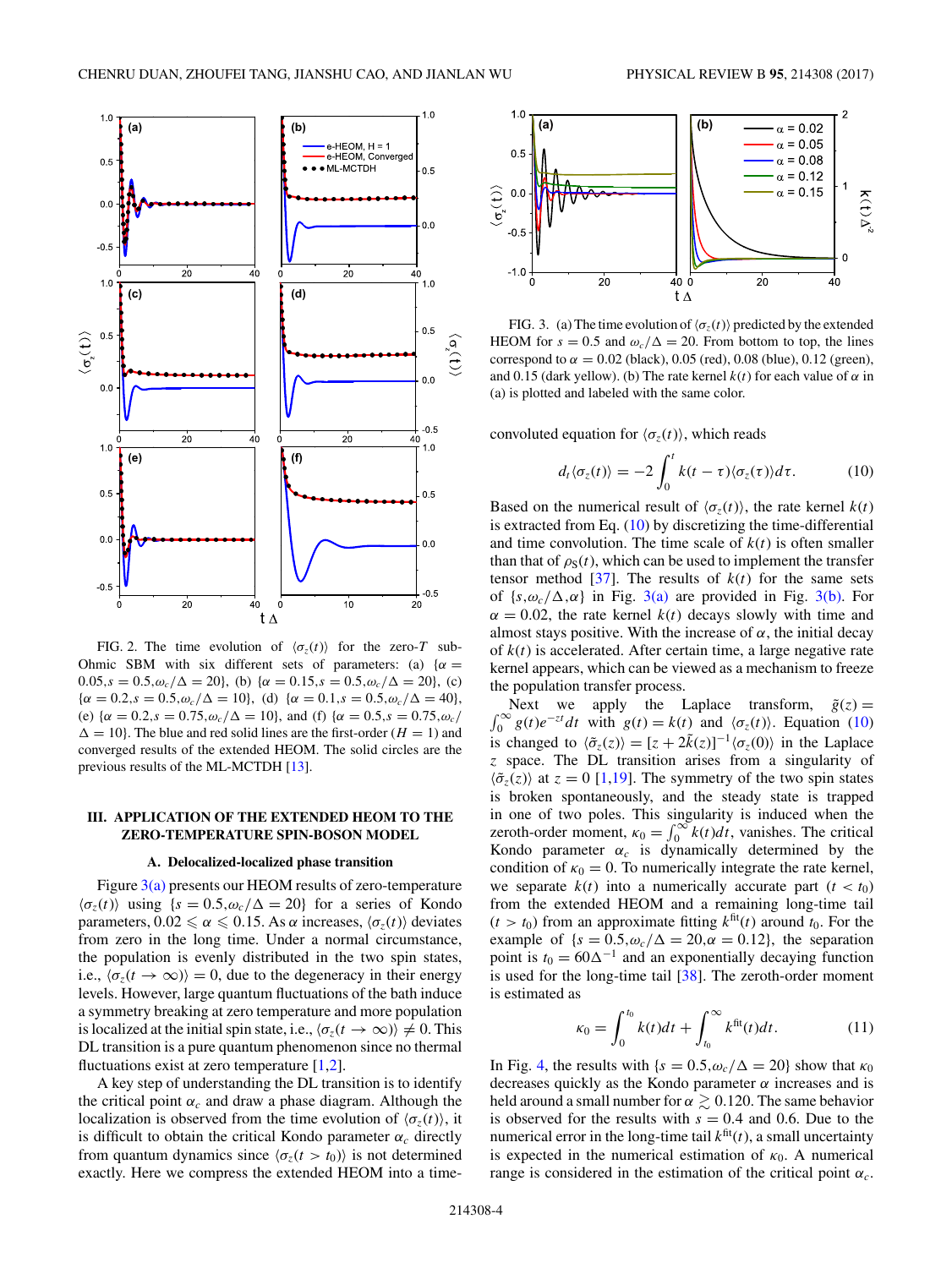FIG. 2. The time evolution of $\langle\sigma_z(t)\rangle$ for the zero-$T$ sub-Ohmic SBM with six different sets of parameters: (a) $\{\alpha = 0.05, s = 0.5, \omega_c/\Delta = 20\}$, (b) $\{\alpha = 0.15, s = 0.5, \omega_c/\Delta = 20\}$, (c) $\{\alpha = 0.2, s = 0.5, \omega_c/\Delta = 10\}$, (d) $\{\alpha = 0.1, s = 0.5, \omega_c/\Delta = 40\}$, (e) $\{\alpha = 0.2, s = 0.75, \omega_c/\Delta = 10\}$, and (f) $\{\alpha = 0.5, s = 0.75, \omega_c/\Delta = 10\}$. The blue and red solid lines are the first-order ($H = 1$) and converged results of the extended HEOM. The solid circles are the previous results of the ML-MCTDH [13].

## III. APPLICATION OF THE EXTENDED HEOM TO THE ZERO-TEMPERATURE SPIN-BOSON MODEL

### A. Delocalized-localized phase transition

Figure 3(a) presents our HEOM results of zero-temperature $\langle\sigma_z(t)\rangle$ using $\{s = 0.5, \omega_c/\Delta = 20\}$ for a series of Kondo parameters, $0.02 \leqslant \alpha \leqslant 0.15$. As $\alpha$ increases, $\langle\sigma_z(t)\rangle$ deviates from zero in the long time. Under a normal circumstance, the population is evenly distributed in the two spin states, i.e., $\langle\sigma_z(t \to \infty)\rangle = 0$, due to the degeneracy in their energy levels. However, large quantum fluctuations of the bath induce a symmetry breaking at zero temperature and more population is localized at the initial spin state, i.e., $\langle\sigma_z(t \to \infty)\rangle \neq 0$. This DL transition is a pure quantum phenomenon since no thermal fluctuations exist at zero temperature [1,2].

A key step of understanding the DL transition is to identify the critical point $\alpha_c$ and draw a phase diagram. Although the localization is observed from the time evolution of $\langle\sigma_z(t)\rangle$, it is difficult to obtain the critical Kondo parameter $\alpha_c$ directly from quantum dynamics since $\langle\sigma_z(t > t_0)\rangle$ is not determined exactly. Here we compress the extended HEOM into a time-convoluted equation for $\langle\sigma_z(t)\rangle$, which reads

$$d_t\langle\sigma_z(t)\rangle = -2\int_0^t k(t-\tau)\langle\sigma_z(\tau)\rangle d\tau. \tag{10}$$

FIG. 3. (a) The time evolution of $\langle\sigma_z(t)\rangle$ predicted by the extended HEOM for $s = 0.5$ and $\omega_c/\Delta = 20$. From bottom to top, the lines correspond to $\alpha = 0.02$ (black), 0.05 (red), 0.08 (blue), 0.12 (green), and 0.15 (dark yellow). (b) The rate kernel $k(t)$ for each value of $\alpha$ in (a) is plotted and labeled with the same color.

Based on the numerical result of $\langle\sigma_z(t)\rangle$, the rate kernel $k(t)$ is extracted from Eq. (10) by discretizing the time-differential and time convolution. The time scale of $k(t)$ is often smaller than that of $\rho_S(t)$, which can be used to implement the transfer tensor method [37]. The results of $k(t)$ for the same sets of $\{s, \omega_c/\Delta, \alpha\}$ in Fig. 3(a) are provided in Fig. 3(b). For $\alpha = 0.02$, the rate kernel $k(t)$ decays slowly with time and almost stays positive. With the increase of $\alpha$, the initial decay of $k(t)$ is accelerated. After certain time, a large negative rate kernel appears, which can be viewed as a mechanism to freeze the population transfer process.

Next we apply the Laplace transform, $\tilde{g}(z) = \int_0^\infty g(t)e^{-zt}dt$ with $g(t) = k(t)$ and $\langle\sigma_z(t)\rangle$. Equation (10) is changed to $\langle\tilde{\sigma}_z(z)\rangle = [z + 2\tilde{k}(z)]^{-1}\langle\sigma_z(0)\rangle$ in the Laplace $z$ space. The DL transition arises from a singularity of $\langle\tilde{\sigma}_z(z)\rangle$ at $z = 0$ [1,19]. The symmetry of the two spin states is broken spontaneously, and the steady state is trapped in one of two poles. This singularity is induced when the zeroth-order moment, $\kappa_0 = \int_0^\infty k(t)dt$, vanishes. The critical Kondo parameter $\alpha_c$ is dynamically determined by the condition of $\kappa_0 = 0$. To numerically integrate the rate kernel, we separate $k(t)$ into a numerically accurate part ($t < t_0$) from the extended HEOM and a remaining long-time tail ($t > t_0$) from an approximate fitting $k^{\rm fit}(t)$ around $t_0$. For the example of $\{s = 0.5, \omega_c/\Delta = 20, \alpha = 0.12\}$, the separation point is $t_0 = 60\Delta^{-1}$ and an exponentially decaying function is used for the long-time tail [38]. The zeroth-order moment is estimated as

$$\kappa_0 = \int_0^{t_0} k(t)dt + \int_{t_0}^\infty k^{\rm fit}(t)dt. \tag{11}$$

In Fig. 4, the results with $\{s = 0.5, \omega_c/\Delta = 20\}$ show that $\kappa_0$ decreases quickly as the Kondo parameter $\alpha$ increases and is held around a small number for $\alpha \gtrsim 0.120$. The same behavior is observed for the results with $s = 0.4$ and 0.6. Due to the numerical error in the long-time tail $k^{\rm fit}(t)$, a small uncertainty is expected in the numerical estimation of $\kappa_0$. A numerical range is considered in the estimation of the critical point $\alpha_c$.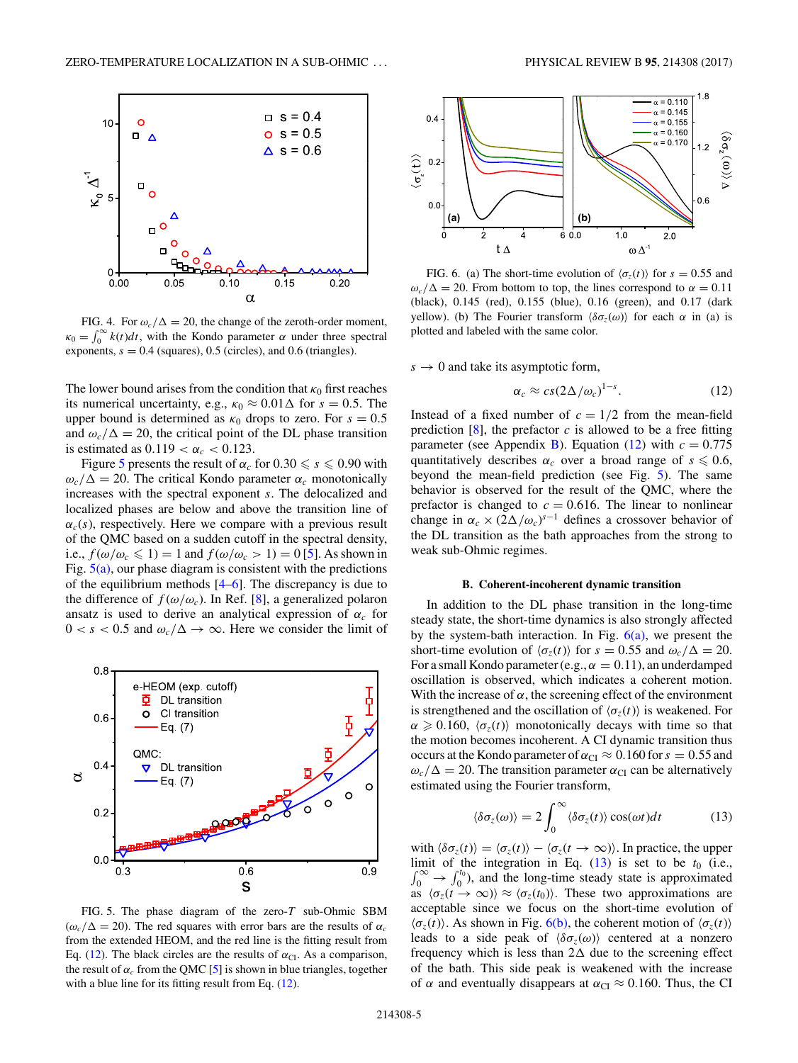FIG. 4. For $\omega_c/\Delta = 20$, the change of the zeroth-order moment, $\kappa_0 = \int_0^\infty k(t)dt$, with the Kondo parameter $\alpha$ under three spectral exponents, $s = 0.4$ (squares), 0.5 (circles), and 0.6 (triangles).

The lower bound arises from the condition that $\kappa_0$ first reaches its numerical uncertainty, e.g., $\kappa_0 \approx 0.01\Delta$ for $s = 0.5$. The upper bound is determined as $\kappa_0$ drops to zero. For $s = 0.5$ and $\omega_c/\Delta = 20$, the critical point of the DL phase transition is estimated as $0.119 < \alpha_c < 0.123$.

Figure 5 presents the result of $\alpha_c$ for $0.30 \leqslant s \leqslant 0.90$ with $\omega_c/\Delta = 20$. The critical Kondo parameter $\alpha_c$ monotonically increases with the spectral exponent $s$. The delocalized and localized phases are below and above the transition line of $\alpha_c(s)$, respectively. Here we compare with a previous result of the QMC based on a sudden cutoff in the spectral density, i.e., $f(\omega/\omega_c \leqslant 1) = 1$ and $f(\omega/\omega_c > 1) = 0$ [5]. As shown in Fig. 5(a), our phase diagram is consistent with the predictions of the equilibrium methods [4–6]. The discrepancy is due to the difference of $f(\omega/\omega_c)$. In Ref. [8], a generalized polaron ansatz is used to derive an analytical expression of $\alpha_c$ for $0 < s < 0.5$ and $\omega_c/\Delta \to \infty$. Here we consider the limit of $s \to 0$ and take its asymptotic form,

$$\alpha_c \approx cs(2\Delta/\omega_c)^{1-s}. \tag{12}$$

Instead of a fixed number of $c = 1/2$ from the mean-field prediction [8], the prefactor $c$ is allowed to be a free fitting parameter (see Appendix B). Equation (12) with $c = 0.775$ quantitatively describes $\alpha_c$ over a broad range of $s \leqslant 0.6$, beyond the mean-field prediction (see Fig. 5). The same behavior is observed for the result of the QMC, where the prefactor is changed to $c = 0.616$. The linear to nonlinear change in $\alpha_c \times (2\Delta/\omega_c)^{s-1}$ defines a crossover behavior of the DL transition as the bath approaches from the strong to weak sub-Ohmic regimes.

FIG. 5. The phase diagram of the zero-$T$ sub-Ohmic SBM ($\omega_c/\Delta = 20$). The red squares with error bars are the results of $\alpha_c$ from the extended HEOM, and the red line is the fitting result from Eq. (12). The black circles are the results of $\alpha_{\text{CI}}$. As a comparison, the result of $\alpha_c$ from the QMC [5] is shown in blue triangles, together with a blue line for its fitting result from Eq. (12).

FIG. 6. (a) The short-time evolution of $\langle\sigma_z(t)\rangle$ for $s = 0.55$ and $\omega_c/\Delta = 20$. From bottom to top, the lines correspond to $\alpha = 0.11$ (black), 0.145 (red), 0.155 (blue), 0.16 (green), and 0.17 (dark yellow). (b) The Fourier transform $\langle\delta\sigma_z(\omega)\rangle$ for each $\alpha$ in (a) is plotted and labeled with the same color.

### B. Coherent-incoherent dynamic transition

In addition to the DL phase transition in the long-time steady state, the short-time dynamics is also strongly affected by the system-bath interaction. In Fig. 6(a), we present the short-time evolution of $\langle\sigma_z(t)\rangle$ for $s = 0.55$ and $\omega_c/\Delta = 20$. For a small Kondo parameter (e.g., $\alpha = 0.11$), an underdamped oscillation is observed, which indicates a coherent motion. With the increase of $\alpha$, the screening effect of the environment is strengthened and the oscillation of $\langle\sigma_z(t)\rangle$ is weakened. For $\alpha \geqslant 0.160$, $\langle\sigma_z(t)\rangle$ monotonically decays with time so that the motion becomes incoherent. A CI dynamic transition thus occurs at the Kondo parameter of $\alpha_{\text{CI}} \approx 0.160$ for $s = 0.55$ and $\omega_c/\Delta = 20$. The transition parameter $\alpha_{\text{CI}}$ can be alternatively estimated using the Fourier transform,

$$\langle\delta\sigma_z(\omega)\rangle = 2\int_0^\infty \langle\delta\sigma_z(t)\rangle \cos(\omega t)dt \tag{13}$$

with $\langle\delta\sigma_z(t)\rangle = \langle\sigma_z(t)\rangle - \langle\sigma_z(t \to \infty)\rangle$. In practice, the upper limit of the integration in Eq. (13) is set to be $t_0$ (i.e., $\int_0^\infty \to \int_0^{t_0}$), and the long-time steady state is approximated as $\langle\sigma_z(t \to \infty)\rangle \approx \langle\sigma_z(t_0)\rangle$. These two approximations are acceptable since we focus on the short-time evolution of $\langle\sigma_z(t)\rangle$. As shown in Fig. 6(b), the coherent motion of $\langle\sigma_z(t)\rangle$ leads to a side peak of $\langle\delta\sigma_z(\omega)\rangle$ centered at a nonzero frequency which is less than $2\Delta$ due to the screening effect of the bath. This side peak is weakened with the increase of $\alpha$ and eventually disappears at $\alpha_{\text{CI}} \approx 0.160$. Thus, the CI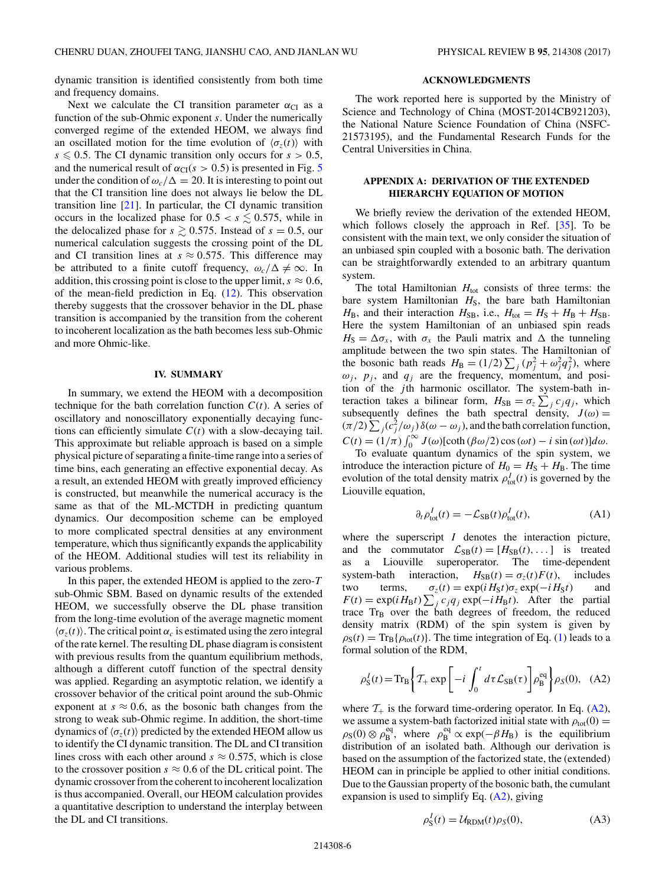dynamic transition is identified consistently from both time and frequency domains.

Next we calculate the CI transition parameter $\alpha_{\rm CI}$ as a function of the sub-Ohmic exponent $s$. Under the numerically converged regime of the extended HEOM, we always find an oscillated motion for the time evolution of $\langle\sigma_z(t)\rangle$ with $s \leqslant 0.5$. The CI dynamic transition only occurs for $s > 0.5$, and the numerical result of $\alpha_{\rm CI}(s > 0.5)$ is presented in Fig. 5 under the condition of $\omega_c/\Delta = 20$. It is interesting to point out that the CI transition line does not always lie below the DL transition line [21]. In particular, the CI dynamic transition occurs in the localized phase for $0.5 < s \lesssim 0.575$, while in the delocalized phase for $s \gtrsim 0.575$. Instead of $s = 0.5$, our numerical calculation suggests the crossing point of the DL and CI transition lines at $s \approx 0.575$. This difference may be attributed to a finite cutoff frequency, $\omega_c/\Delta \neq \infty$. In addition, this crossing point is close to the upper limit, $s \approx 0.6$, of the mean-field prediction in Eq. (12). This observation thereby suggests that the crossover behavior in the DL phase transition is accompanied by the transition from the coherent to incoherent localization as the bath becomes less sub-Ohmic and more Ohmic-like.

## IV. SUMMARY

In summary, we extend the HEOM with a decomposition technique for the bath correlation function $C(t)$. A series of oscillatory and nonoscillatory exponentially decaying functions can efficiently simulate $C(t)$ with a slow-decaying tail. This approximate but reliable approach is based on a simple physical picture of separating a finite-time range into a series of time bins, each generating an effective exponential decay. As a result, an extended HEOM with greatly improved efficiency is constructed, but meanwhile the numerical accuracy is the same as that of the ML-MCTDH in predicting quantum dynamics. Our decomposition scheme can be employed to more complicated spectral densities at any environment temperature, which thus significantly expands the applicability of the HEOM. Additional studies will test its reliability in various problems.

In this paper, the extended HEOM is applied to the zero-$T$ sub-Ohmic SBM. Based on dynamic results of the extended HEOM, we successfully observe the DL phase transition from the long-time evolution of the average magnetic moment $\langle\sigma_z(t)\rangle$. The critical point $\alpha_c$ is estimated using the zero integral of the rate kernel. The resulting DL phase diagram is consistent with previous results from the quantum equilibrium methods, although a different cutoff function of the spectral density was applied. Regarding an asymptotic relation, we identify a crossover behavior of the critical point around the sub-Ohmic exponent at $s \approx 0.6$, as the bosonic bath changes from the strong to weak sub-Ohmic regime. In addition, the short-time dynamics of $\langle\sigma_z(t)\rangle$ predicted by the extended HEOM allow us to identify the CI dynamic transition. The DL and CI transition lines cross with each other around $s \approx 0.575$, which is close to the crossover position $s \approx 0.6$ of the DL critical point. The dynamic crossover from the coherent to incoherent localization is thus accompanied. Overall, our HEOM calculation provides a quantitative description to understand the interplay between the DL and CI transitions.

## ACKNOWLEDGMENTS

The work reported here is supported by the Ministry of Science and Technology of China (MOST-2014CB921203), the National Nature Science Foundation of China (NSFC-21573195), and the Fundamental Research Funds for the Central Universities in China.

## APPENDIX A: DERIVATION OF THE EXTENDED HIERARCHY EQUATION OF MOTION

We briefly review the derivation of the extended HEOM, which follows closely the approach in Ref. [35]. To be consistent with the main text, we only consider the situation of an unbiased spin coupled with a bosonic bath. The derivation can be straightforwardly extended to an arbitrary quantum system.

The total Hamiltonian $H_{\rm tot}$ consists of three terms: the bare system Hamiltonian $H_{\rm S}$, the bare bath Hamiltonian $H_{\rm B}$, and their interaction $H_{\rm SB}$, i.e., $H_{\rm tot} = H_{\rm S} + H_{\rm B} + H_{\rm SB}$. Here the system Hamiltonian of an unbiased spin reads $H_{\rm S} = \Delta\sigma_x$, with $\sigma_x$ the Pauli matrix and $\Delta$ the tunneling amplitude between the two spin states. The Hamiltonian of the bosonic bath reads $H_{\rm B} = (1/2)\sum_j (p_j^2 + \omega_j^2 q_j^2)$, where $\omega_j$, $p_j$, and $q_j$ are the frequency, momentum, and position of the $j$th harmonic oscillator. The system-bath interaction takes a bilinear form, $H_{\rm SB} = \sigma_z \sum_j c_j q_j$, which subsequently defines the bath spectral density, $J(\omega) = (\pi/2)\sum_j (c_j^2/\omega_j)\,\delta(\omega - \omega_j)$, and the bath correlation function, $C(t) = (1/\pi)\int_0^\infty J(\omega)[\coth(\beta\omega/2)\cos(\omega t) - i\sin(\omega t)]d\omega$.

To evaluate quantum dynamics of the spin system, we introduce the interaction picture of $H_0 = H_{\rm S} + H_{\rm B}$. The time evolution of the total density matrix $\rho_{\rm tot}^I(t)$ is governed by the Liouville equation,

$$\partial_t \rho_{\rm tot}^I(t) = -\mathcal{L}_{\rm SB}(t)\rho_{\rm tot}^I(t), \tag{A1}$$

where the superscript $I$ denotes the interaction picture, and the commutator $\mathcal{L}_{\rm SB}(t) = [H_{\rm SB}(t), \dots]$ is treated as a Liouville superoperator. The time-dependent system-bath interaction, $H_{\rm SB}(t) = \sigma_z(t)F(t)$, includes two terms, $\sigma_z(t) = \exp(iH_{\rm S}t)\sigma_z\exp(-iH_{\rm S}t)$ and $F(t) = \exp(iH_{\rm B}t)\sum_j c_j q_j \exp(-iH_{\rm B}t)$. After the partial trace ${\rm Tr}_{\rm B}$ over the bath degrees of freedom, the reduced density matrix (RDM) of the spin system is given by $\rho_{\rm S}(t) = {\rm Tr}_{\rm B}\{\rho_{\rm tot}(t)\}$. The time integration of Eq. (1) leads to a formal solution of the RDM,

$$\rho_{\rm S}^I(t) = {\rm Tr}_{\rm B}\left\{\mathcal{T}_+ \exp\left[-i\int_0^t d\tau\,\mathcal{L}_{\rm SB}(\tau)\right]\rho_{\rm B}^{\rm eq}\right\}\rho_S(0), \tag{A2}$$

where $\mathcal{T}_+$ is the forward time-ordering operator. In Eq. (A2), we assume a system-bath factorized initial state with $\rho_{\rm tot}(0) = \rho_{\rm S}(0)\otimes\rho_{\rm B}^{\rm eq}$, where $\rho_{\rm B}^{\rm eq} \propto \exp(-\beta H_{\rm B})$ is the equilibrium distribution of an isolated bath. Although our derivation is based on the assumption of the factorized state, the (extended) HEOM can in principle be applied to other initial conditions. Due to the Gaussian property of the bosonic bath, the cumulant expansion is used to simplify Eq. (A2), giving

$$\rho_{\rm S}^I(t) = \mathcal{U}_{\rm RDM}(t)\rho_S(0), \tag{A3}$$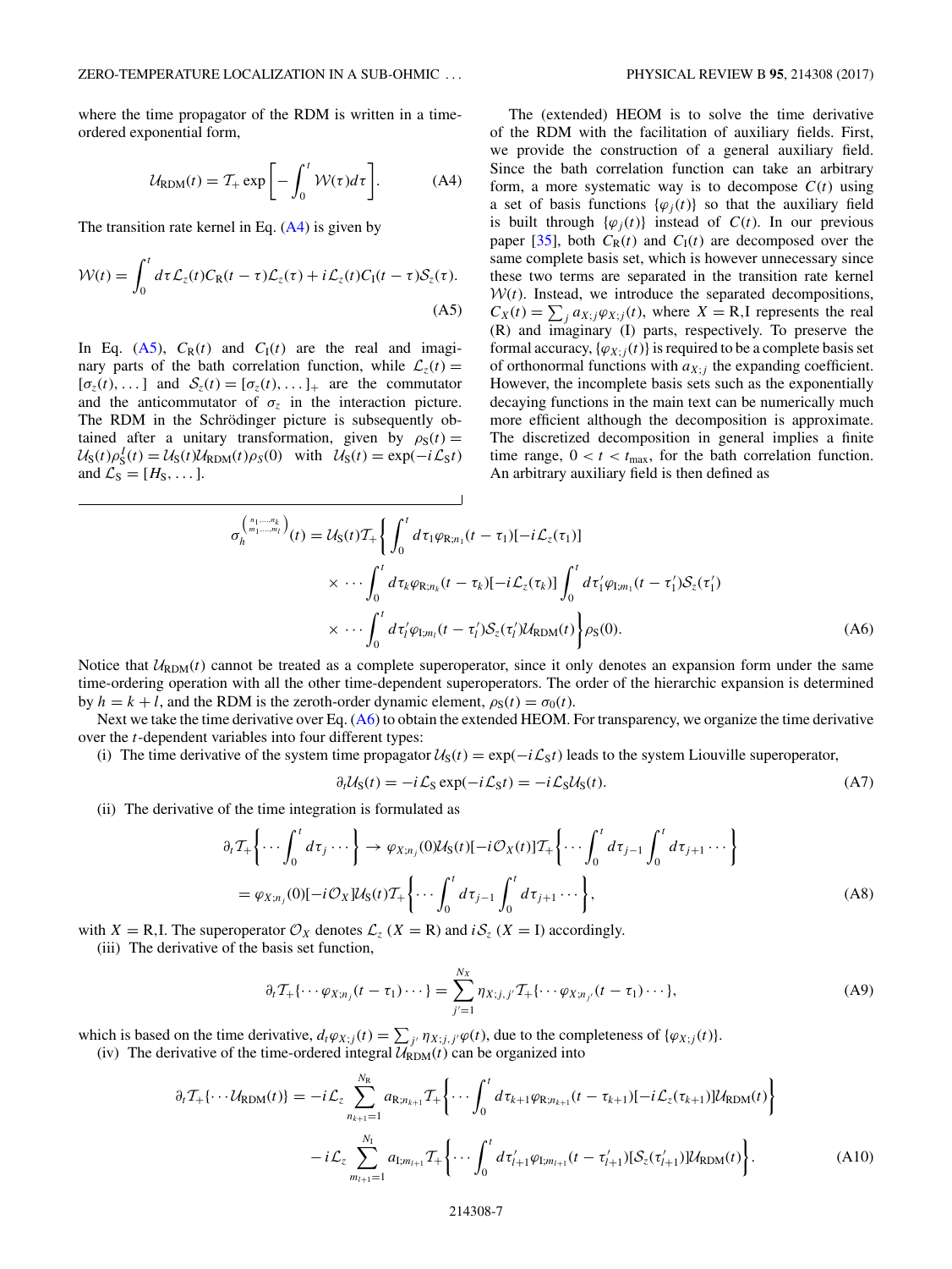where the time propagator of the RDM is written in a time-ordered exponential form,

$$\mathcal{U}_{\rm RDM}(t) = \mathcal{T}_{+} \exp\left[-\int_0^t \mathcal{W}(\tau) d\tau\right]. \tag{A4}$$

The transition rate kernel in Eq. (A4) is given by

$$\mathcal{W}(t) = \int_0^t d\tau \mathcal{L}_z(t) C_{\rm R}(t-\tau)\mathcal{L}_z(\tau) + i\mathcal{L}_z(t) C_{\rm I}(t-\tau)\mathcal{S}_z(\tau). \tag{A5}$$

In Eq. (A5), $C_{\rm R}(t)$ and $C_{\rm I}(t)$ are the real and imaginary parts of the bath correlation function, while $\mathcal{L}_z(t) = [\sigma_z(t), \dots]$ and $\mathcal{S}_z(t) = [\sigma_z(t), \dots]_+$ are the commutator and the anticommutator of $\sigma_z$ in the interaction picture. The RDM in the Schrödinger picture is subsequently obtained after a unitary transformation, given by $\rho_{\rm S}(t) = \mathcal{U}_{\rm S}(t)\rho_{\rm S}^{I}(t) = \mathcal{U}_{\rm S}(t)\mathcal{U}_{\rm RDM}(t)\rho_{\rm S}(0)$ with $\mathcal{U}_{\rm S}(t) = \exp(-i\mathcal{L}_{\rm S} t)$ and $\mathcal{L}_{\rm S} = [H_{\rm S}, \dots]$.

The (extended) HEOM is to solve the time derivative of the RDM with the facilitation of auxiliary fields. First, we provide the construction of a general auxiliary field. Since the bath correlation function can take an arbitrary form, a more systematic way is to decompose $C(t)$ using a set of basis functions $\{\varphi_j(t)\}$ so that the auxiliary field is built through $\{\varphi_j(t)\}$ instead of $C(t)$. In our previous paper [35], both $C_{\rm R}(t)$ and $C_{\rm I}(t)$ are decomposed over the same complete basis set, which is however unnecessary since these two terms are separated in the transition rate kernel $\mathcal{W}(t)$. Instead, we introduce the separated decompositions, $C_X(t) = \sum_j a_{X;j}\varphi_{X;j}(t)$, where $X = $ R,I represents the real (R) and imaginary (I) parts, respectively. To preserve the formal accuracy, $\{\varphi_{X;j}(t)\}$ is required to be a complete basis set of orthonormal functions with $a_{X;j}$ the expanding coefficient. However, the incomplete basis sets such as the exponentially decaying functions in the main text can be numerically much more efficient although the decomposition is approximate. The discretized decomposition in general implies a finite time range, $0 < t < t_{\rm max}$, for the bath correlation function. An arbitrary auxiliary field is then defined as

$$\begin{aligned}
\sigma_h^{\binom{n_1,\dots,n_k}{m_1,\dots,m_l}}(t) = \mathcal{U}_{\rm S}(t)\mathcal{T}_{+}\bigg\{ &\int_0^t d\tau_1 \varphi_{{\rm R};n_1}(t-\tau_1)[-i\mathcal{L}_z(\tau_1)] \\
&\times \cdots \int_0^t d\tau_k \varphi_{{\rm R};n_k}(t-\tau_k)[-i\mathcal{L}_z(\tau_k)] \int_0^t d\tau_1' \varphi_{{\rm I};m_1}(t-\tau_1')\mathcal{S}_z(\tau_1') \\
&\times \cdots \int_0^t d\tau_l' \varphi_{{\rm I};m_l}(t-\tau_l')\mathcal{S}_z(\tau_l')\mathcal{U}_{\rm RDM}(t)\bigg\}\rho_{\rm S}(0).
\end{aligned} \tag{A6}$$

Notice that $\mathcal{U}_{\rm RDM}(t)$ cannot be treated as a complete superoperator, since it only denotes an expansion form under the same time-ordering operation with all the other time-dependent superoperators. The order of the hierarchic expansion is determined by $h = k + l$, and the RDM is the zeroth-order dynamic element, $\rho_{\rm S}(t) = \sigma_0(t)$.

Next we take the time derivative over Eq. (A6) to obtain the extended HEOM. For transparency, we organize the time derivative over the $t$-dependent variables into four different types:

(i) The time derivative of the system time propagator $\mathcal{U}_{\rm S}(t) = \exp(-i\mathcal{L}_{\rm S} t)$ leads to the system Liouville superoperator,

$$\partial_t \mathcal{U}_{\rm S}(t) = -i\mathcal{L}_{\rm S}\exp(-i\mathcal{L}_{\rm S} t) = -i\mathcal{L}_{\rm S}\mathcal{U}_{\rm S}(t). \tag{A7}$$

(ii) The derivative of the time integration is formulated as

$$\begin{aligned}
\partial_t \mathcal{T}_{+}\bigg\{\cdots\int_0^t d\tau_j \cdots\bigg\} &\rightarrow \varphi_{X;n_j}(0)\mathcal{U}_{\rm S}(t)[-i\mathcal{O}_X(t)]\mathcal{T}_{+}\bigg\{\cdots\int_0^t d\tau_{j-1}\int_0^t d\tau_{j+1}\cdots\bigg\} \\
&= \varphi_{X;n_j}(0)[-i\mathcal{O}_X]\mathcal{U}_{\rm S}(t)\mathcal{T}_{+}\bigg\{\cdots\int_0^t d\tau_{j-1}\int_0^t d\tau_{j+1}\cdots\bigg\},
\end{aligned} \tag{A8}$$

with $X = $ R,I. The superoperator $\mathcal{O}_X$ denotes $\mathcal{L}_z$ ($X = $ R) and $i\mathcal{S}_z$ ($X = $ I) accordingly.

(iii) The derivative of the basis set function,

$$\partial_t \mathcal{T}_{+}\{\cdots\varphi_{X;n_j}(t-\tau_1)\cdots\} = \sum_{j'=1}^{N_X}\eta_{X;j,j'}\mathcal{T}_{+}\{\cdots\varphi_{X;n_{j'}}(t-\tau_1)\cdots\}, \tag{A9}$$

which is based on the time derivative, $d_t\varphi_{X;j}(t) = \sum_{j'}\eta_{X;j,j'}\varphi(t)$, due to the completeness of $\{\varphi_{X;j}(t)\}$.

(iv) The derivative of the time-ordered integral $\mathcal{U}_{\rm RDM}(t)$ can be organized into

$$\begin{aligned}
\partial_t \mathcal{T}_{+}\{\cdots\mathcal{U}_{\rm RDM}(t)\} = &-i\mathcal{L}_z\sum_{n_{k+1}=1}^{N_{\rm R}} a_{{\rm R};n_{k+1}}\mathcal{T}_{+}\bigg\{\cdots\int_0^t d\tau_{k+1}\varphi_{{\rm R};n_{k+1}}(t-\tau_{k+1})[-i\mathcal{L}_z(\tau_{k+1})]\mathcal{U}_{\rm RDM}(t)\bigg\} \\
&-i\mathcal{L}_z\sum_{m_{l+1}=1}^{N_{\rm I}} a_{{\rm I};m_{l+1}}\mathcal{T}_{+}\bigg\{\cdots\int_0^t d\tau_{l+1}'\varphi_{{\rm I};m_{l+1}}(t-\tau_{l+1}')[\mathcal{S}_z(\tau_{l+1}')]\mathcal{U}_{\rm RDM}(t)\bigg\}.
\end{aligned} \tag{A10}$$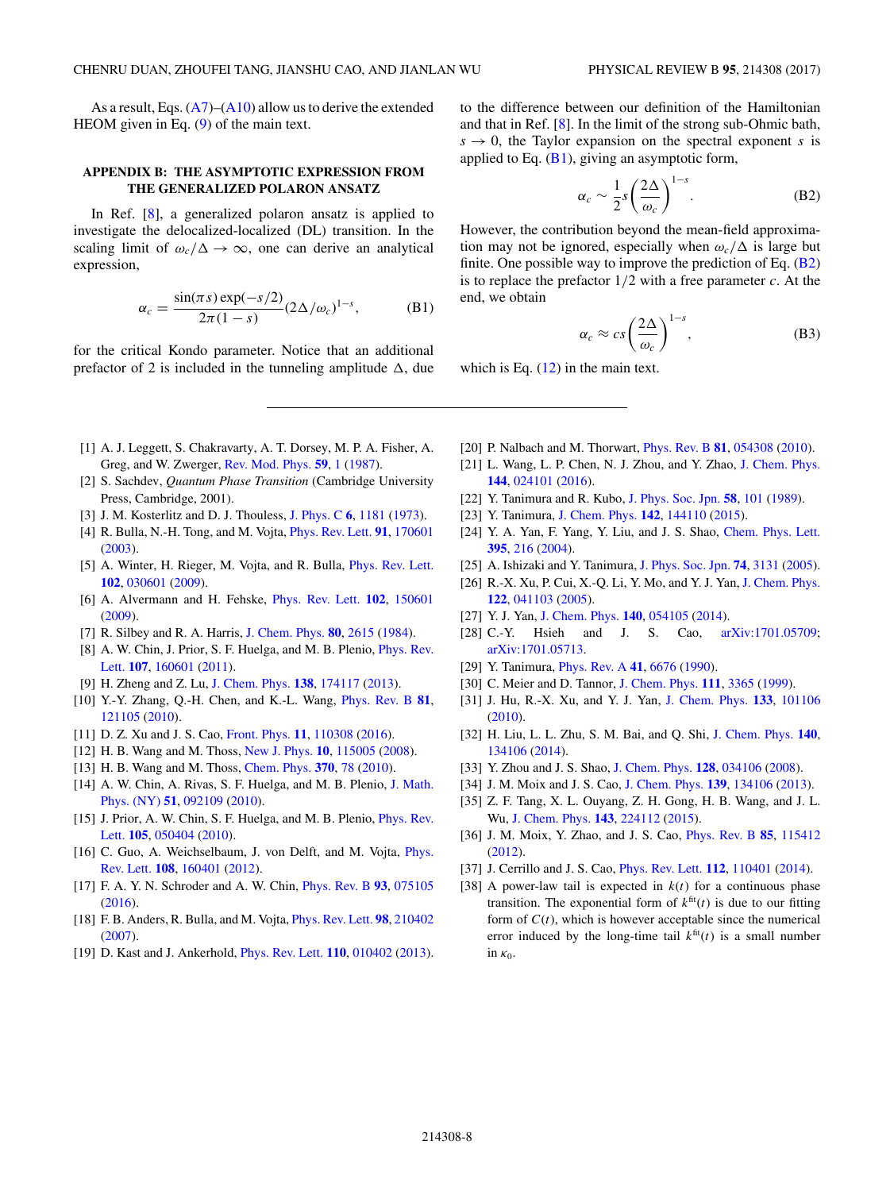As a result, Eqs. (A7)–(A10) allow us to derive the extended HEOM given in Eq. (9) of the main text.

## APPENDIX B: THE ASYMPTOTIC EXPRESSION FROM THE GENERALIZED POLARON ANSATZ

In Ref. [8], a generalized polaron ansatz is applied to investigate the delocalized-localized (DL) transition. In the scaling limit of $\omega_c/\Delta \to \infty$, one can derive an analytical expression,

$$\alpha_c = \frac{\sin(\pi s)\exp(-s/2)}{2\pi(1-s)}(2\Delta/\omega_c)^{1-s}, \tag{B1}$$

for the critical Kondo parameter. Notice that an additional prefactor of 2 is included in the tunneling amplitude $\Delta$, due to the difference between our definition of the Hamiltonian and that in Ref. [8]. In the limit of the strong sub-Ohmic bath, $s \to 0$, the Taylor expansion on the spectral exponent $s$ is applied to Eq. (B1), giving an asymptotic form,

$$\alpha_c \sim \frac{1}{2}s\left(\frac{2\Delta}{\omega_c}\right)^{1-s}. \tag{B2}$$

However, the contribution beyond the mean-field approximation may not be ignored, especially when $\omega_c/\Delta$ is large but finite. One possible way to improve the prediction of Eq. (B2) is to replace the prefactor $1/2$ with a free parameter $c$. At the end, we obtain

$$\alpha_c \approx cs\left(\frac{2\Delta}{\omega_c}\right)^{1-s}, \tag{B3}$$

which is Eq. (12) in the main text.

---

[1] A. J. Leggett, S. Chakravarty, A. T. Dorsey, M. P. A. Fisher, A. Greg, and W. Zwerger, Rev. Mod. Phys. **59**, 1 (1987).
[2] S. Sachdev, *Quantum Phase Transition* (Cambridge University Press, Cambridge, 2001).
[3] J. M. Kosterlitz and D. J. Thouless, J. Phys. C **6**, 1181 (1973).
[4] R. Bulla, N.-H. Tong, and M. Vojta, Phys. Rev. Lett. **91**, 170601 (2003).
[5] A. Winter, H. Rieger, M. Vojta, and R. Bulla, Phys. Rev. Lett. **102**, 030601 (2009).
[6] A. Alvermann and H. Fehske, Phys. Rev. Lett. **102**, 150601 (2009).
[7] R. Silbey and R. A. Harris, J. Chem. Phys. **80**, 2615 (1984).
[8] A. W. Chin, J. Prior, S. F. Huelga, and M. B. Plenio, Phys. Rev. Lett. **107**, 160601 (2011).
[9] H. Zheng and Z. Lu, J. Chem. Phys. **138**, 174117 (2013).
[10] Y.-Y. Zhang, Q.-H. Chen, and K.-L. Wang, Phys. Rev. B **81**, 121105 (2010).
[11] D. Z. Xu and J. S. Cao, Front. Phys. **11**, 110308 (2016).
[12] H. B. Wang and M. Thoss, New J. Phys. **10**, 115005 (2008).
[13] H. B. Wang and M. Thoss, Chem. Phys. **370**, 78 (2010).
[14] A. W. Chin, A. Rivas, S. F. Huelga, and M. B. Plenio, J. Math. Phys. (NY) **51**, 092109 (2010).
[15] J. Prior, A. W. Chin, S. F. Huelga, and M. B. Plenio, Phys. Rev. Lett. **105**, 050404 (2010).
[16] C. Guo, A. Weichselbaum, J. von Delft, and M. Vojta, Phys. Rev. Lett. **108**, 160401 (2012).
[17] F. A. Y. N. Schroder and A. W. Chin, Phys. Rev. B **93**, 075105 (2016).
[18] F. B. Anders, R. Bulla, and M. Vojta, Phys. Rev. Lett. **98**, 210402 (2007).
[19] D. Kast and J. Ankerhold, Phys. Rev. Lett. **110**, 010402 (2013).
[20] P. Nalbach and M. Thorwart, Phys. Rev. B **81**, 054308 (2010).
[21] L. Wang, L. P. Chen, N. J. Zhou, and Y. Zhao, J. Chem. Phys. **144**, 024101 (2016).
[22] Y. Tanimura and R. Kubo, J. Phys. Soc. Jpn. **58**, 101 (1989).
[23] Y. Tanimura, J. Chem. Phys. **142**, 144110 (2015).
[24] Y. A. Yan, F. Yang, Y. Liu, and J. S. Shao, Chem. Phys. Lett. **395**, 216 (2004).
[25] A. Ishizaki and Y. Tanimura, J. Phys. Soc. Jpn. **74**, 3131 (2005).
[26] R.-X. Xu, P. Cui, X.-Q. Li, Y. Mo, and Y. J. Yan, J. Chem. Phys. **122**, 041103 (2005).
[27] Y. J. Yan, J. Chem. Phys. **140**, 054105 (2014).
[28] C.-Y. Hsieh and J. S. Cao, arXiv:1701.05709; arXiv:1701.05713.
[29] Y. Tanimura, Phys. Rev. A **41**, 6676 (1990).
[30] C. Meier and D. Tannor, J. Chem. Phys. **111**, 3365 (1999).
[31] J. Hu, R.-X. Xu, and Y. J. Yan, J. Chem. Phys. **133**, 101106 (2010).
[32] H. Liu, L. L. Zhu, S. M. Bai, and Q. Shi, J. Chem. Phys. **140**, 134106 (2014).
[33] Y. Zhou and J. S. Shao, J. Chem. Phys. **128**, 034106 (2008).
[34] J. M. Moix and J. S. Cao, J. Chem. Phys. **139**, 134106 (2013).
[35] Z. F. Tang, X. L. Ouyang, Z. H. Gong, H. B. Wang, and J. L. Wu, J. Chem. Phys. **143**, 224112 (2015).
[36] J. M. Moix, Y. Zhao, and J. S. Cao, Phys. Rev. B **85**, 115412 (2012).
[37] J. Cerrillo and J. S. Cao, Phys. Rev. Lett. **112**, 110401 (2014).
[38] A power-law tail is expected in $k(t)$ for a continuous phase transition. The exponential form of $k^{\text{fit}}(t)$ is due to our fitting form of $C(t)$, which is however acceptable since the numerical error induced by the long-time tail $k^{\text{fit}}(t)$ is a small number in $\kappa_0$.